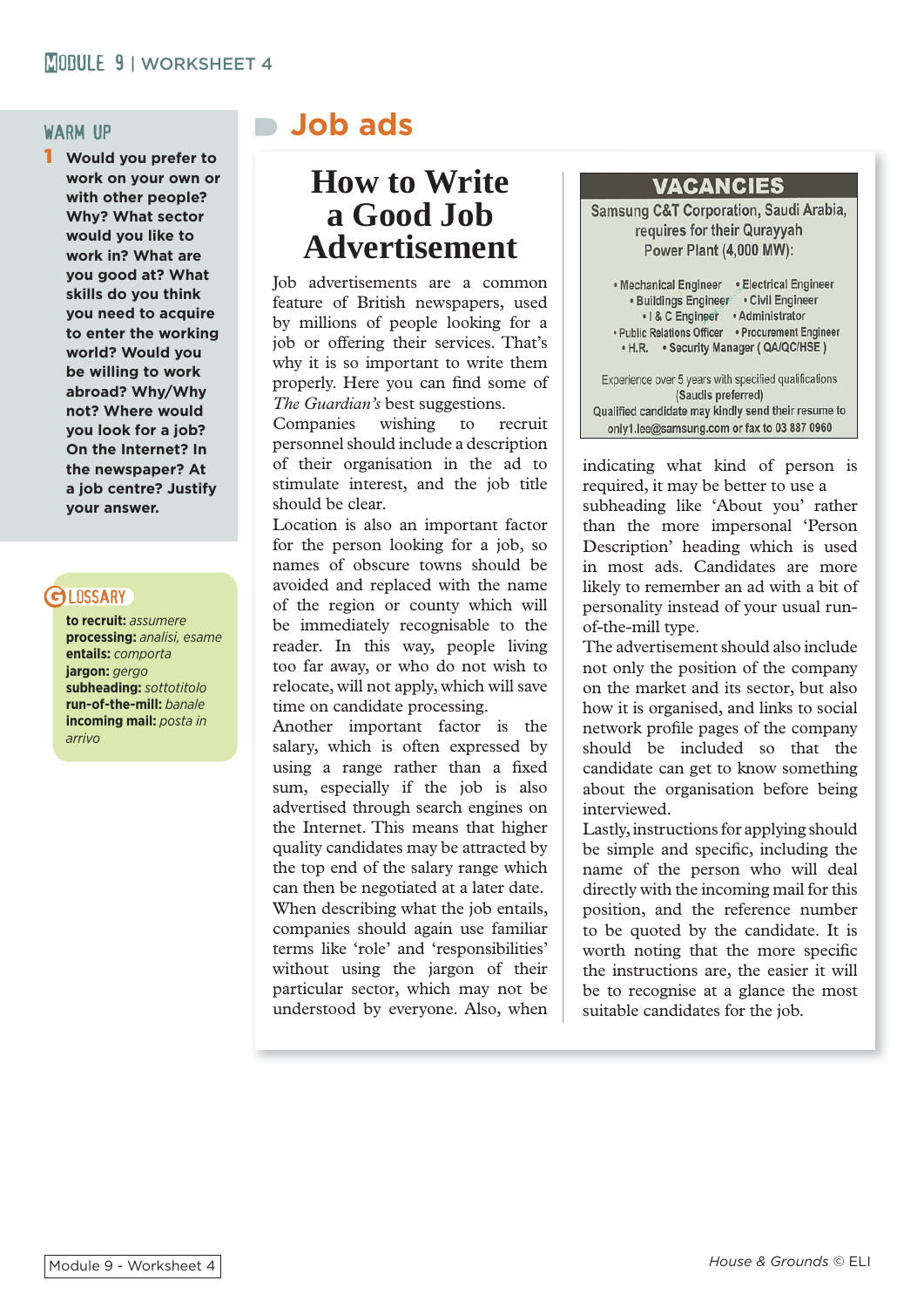# Job ads

## WARM UP

1. **Would you prefer to work on your own or with other people? Why? What sector would you like to work in? What are you good at? What skills do you think you need to acquire to enter the working world? Would you be willing to work abroad? Why/Why not? Where would you look for a job? On the Internet? In the newspaper? At a job centre? Justify your answer.**

## GLOSSARY

**to recruit:** *assumere*
**processing:** *analisi, esame*
**entails:** *comporta*
**jargon:** *gergo*
**subheading:** *sottotitolo*
**run-of-the-mill:** *banale*
**incoming mail:** *posta in arrivo*

## How to Write a Good Job Advertisement

Job advertisements are a common feature of British newspapers, used by millions of people looking for a job or offering their services. That's why it is so important to write them properly. Here you can find some of *The Guardian's* best suggestions.

Companies wishing to recruit personnel should include a description of their organisation in the ad to stimulate interest, and the job title should be clear.

Location is also an important factor for the person looking for a job, so names of obscure towns should be avoided and replaced with the name of the region or county which will be immediately recognisable to the reader. In this way, people living too far away, or who do not wish to relocate, will not apply, which will save time on candidate processing.

Another important factor is the salary, which is often expressed by using a range rather than a fixed sum, especially if the job is also advertised through search engines on the Internet. This means that higher quality candidates may be attracted by the top end of the salary range which can then be negotiated at a later date.

When describing what the job entails, companies should again use familiar terms like 'role' and 'responsibilities' without using the jargon of their particular sector, which may not be understood by everyone. Also, when indicating what kind of person is required, it may be better to use a subheading like 'About you' rather than the more impersonal 'Person Description' heading which is used in most ads. Candidates are more likely to remember an ad with a bit of personality instead of your usual run-of-the-mill type.

The advertisement should also include not only the position of the company on the market and its sector, but also how it is organised, and links to social network profile pages of the company should be included so that the candidate can get to know something about the organisation before being interviewed.

Lastly, instructions for applying should be simple and specific, including the name of the person who will deal directly with the incoming mail for this position, and the reference number to be quoted by the candidate. It is worth noting that the more specific the instructions are, the easier it will be to recognise at a glance the most suitable candidates for the job.

### VACANCIES

Samsung C&T Corporation, Saudi Arabia, requires for their Qurayyah Power Plant (4,000 MW):

- Mechanical Engineer
- Electrical Engineer
- Buildings Engineer
- Civil Engineer
- I & C Engineer
- Administrator
- Public Relations Officer
- Procurement Engineer
- H.R.
- Security Manager (QA/QC/HSE)

Experience over 5 years with specified qualifications (Saudis preferred)

Qualified candidate may kindly send their resume to only1.lee@samsung.com or fax to 03 887 0960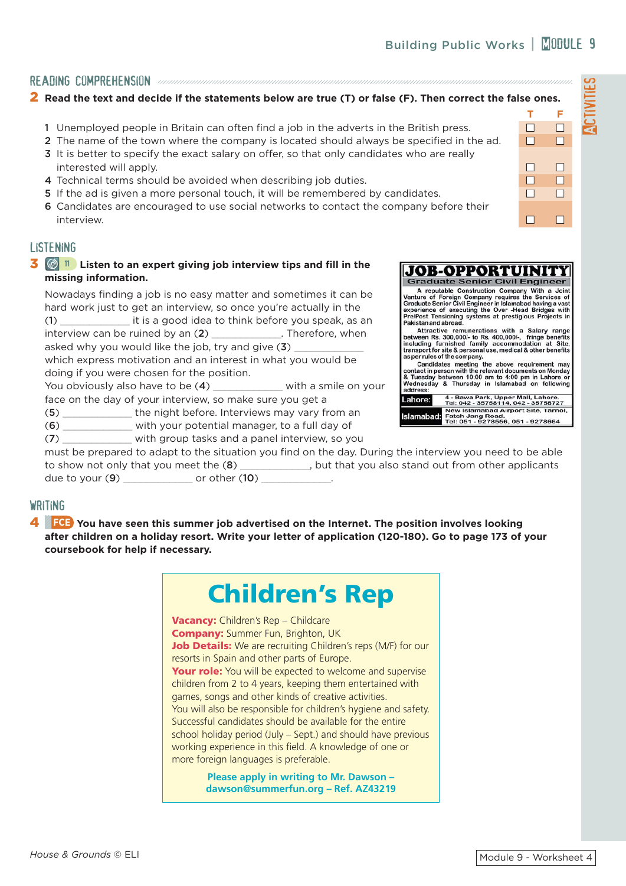## READING COMPREHENSION

**2 Read the text and decide if the statements below are true (T) or false (F). Then correct the false ones.**

| | T | F |
|---|---|---|
| 1 Unemployed people in Britain can often find a job in the adverts in the British press. | ☐ | ☐ |
| 2 The name of the town where the company is located should always be specified in the ad. | ☐ | ☐ |
| 3 It is better to specify the exact salary on offer, so that only candidates who are really interested will apply. | ☐ | ☐ |
| 4 Technical terms should be avoided when describing job duties. | ☐ | ☐ |
| 5 If the ad is given a more personal touch, it will be remembered by candidates. | ☐ | ☐ |
| 6 Candidates are encouraged to use social networks to contact the company before their interview. | ☐ | ☐ |

## LISTENING

**3 (11) Listen to an expert giving job interview tips and fill in the missing information.**

Nowadays finding a job is no easy matter and sometimes it can be hard work just to get an interview, so once you're actually in the (1) ____________ it is a good idea to think before you speak, as an interview can be ruined by an (2) ____________. Therefore, when asked why you would like the job, try and give (3) ____________ which express motivation and an interest in what you would be doing if you were chosen for the position.
You obviously also have to be (4) ____________ with a smile on your face on the day of your interview, so make sure you get a (5) ____________ the night before. Interviews may vary from an (6) ____________ with your potential manager, to a full day of (7) ____________ with group tasks and a panel interview, so you must be prepared to adapt to the situation you find on the day. During the interview you need to be able to show not only that you meet the (8) ____________, but that you also stand out from other applicants due to your (9) ____________ or other (10) ____________.

**JOB-OPPORTUINITY**
**Graduate Senior Civil Engineer**

A reputable Construction Company With a Joint Venture of Foreign Company requires the Services of Graduate Senior Civil Engineer in Islamabad having a vast experience of executing the Over -Head Bridges with Pre/Post Tensioning systems at prestigious Projects in Pakistan and abroad.

Attractive remunerations with a Salary range between Rs. 300,000/- to Rs. 400,000/-, fringe benefits including furnished family accommodation at Site, transport for site & personal use, medical & other benefits as per rules of the company.

Candidates meeting the above requirement may contact in person with the relevant documents on Monday & Tuesday between 10:00 am to 4:00 pm in Lahore or Wednesday & Thursday in Islamabad on following address:

| | |
|---|---|
| Lahore: | 4 - Bawa Park, Upper Mall, Lahore. Tel: 042 - 35758114, 042 - 35758727 |
| Islamabad: | New Islamabad Airport Site, Tarnol, Fateh Jang Road. Tel: 051 - 9278556, 051 - 9278664 |

## WRITING

**4 FCE You have seen this summer job advertised on the Internet. The position involves looking after children on a holiday resort. Write your letter of application (120-180). Go to page 173 of your coursebook for help if necessary.**

**Children's Rep**

**Vacancy:** Children's Rep – Childcare
**Company:** Summer Fun, Brighton, UK
**Job Details:** We are recruiting Children's reps (M/F) for our resorts in Spain and other parts of Europe.
**Your role:** You will be expected to welcome and supervise children from 2 to 4 years, keeping them entertained with games, songs and other kinds of creative activities.
You will also be responsible for children's hygiene and safety.
Successful candidates should be available for the entire school holiday period (July – Sept.) and should have previous working experience in this field. A knowledge of one or more foreign languages is preferable.

**Please apply in writing to Mr. Dawson – dawson@summerfun.org – Ref. AZ43219**